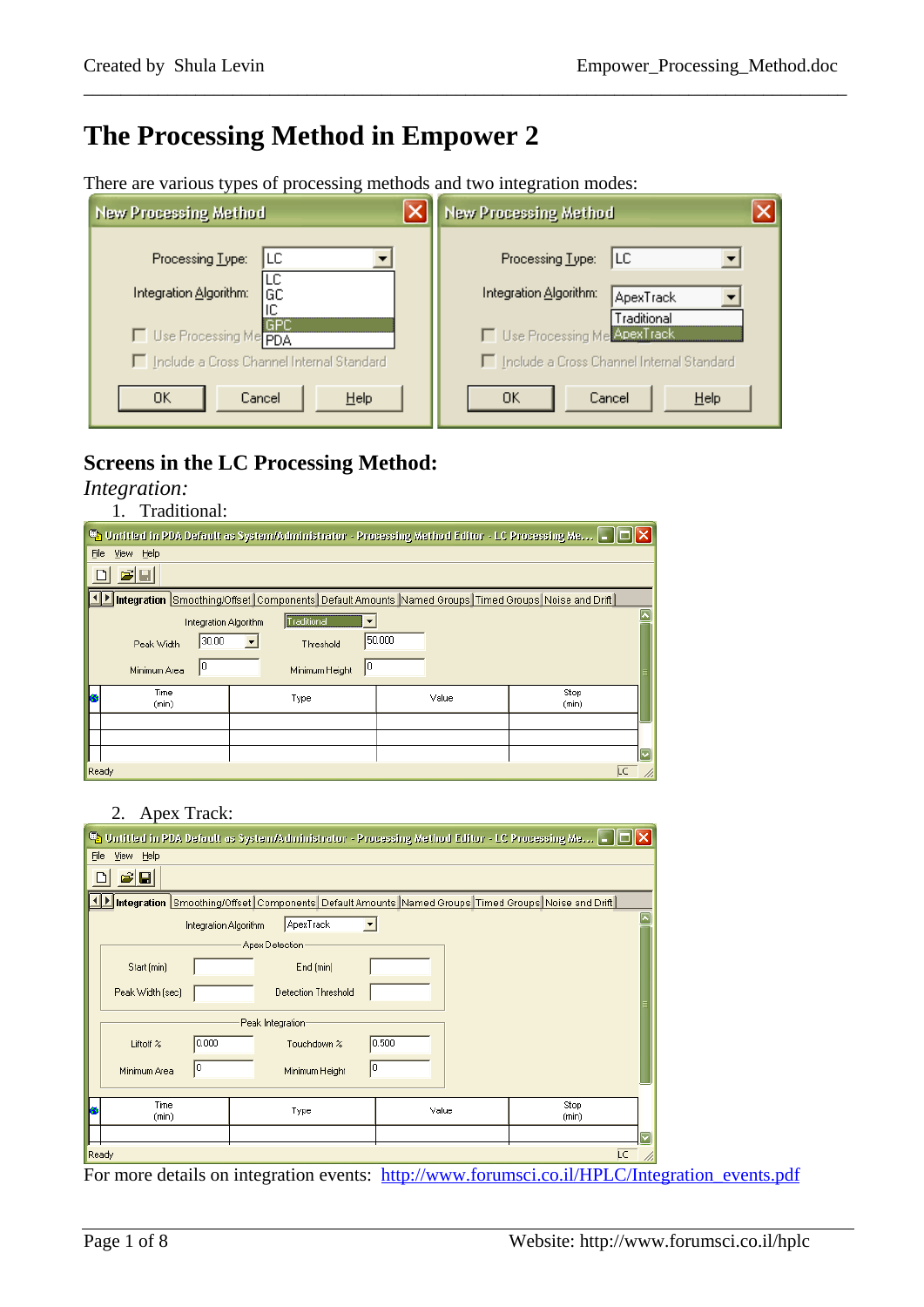# The Processing Method in Empower 2

There are various types of processing methods and two integration modes:

## Screens in the LC Processing Method:

*Integration:*

1. Traditional:

2. Apex Track:

For more details on integration events: http://www.forumsci.co.il/HPLC/Integration_events.pdf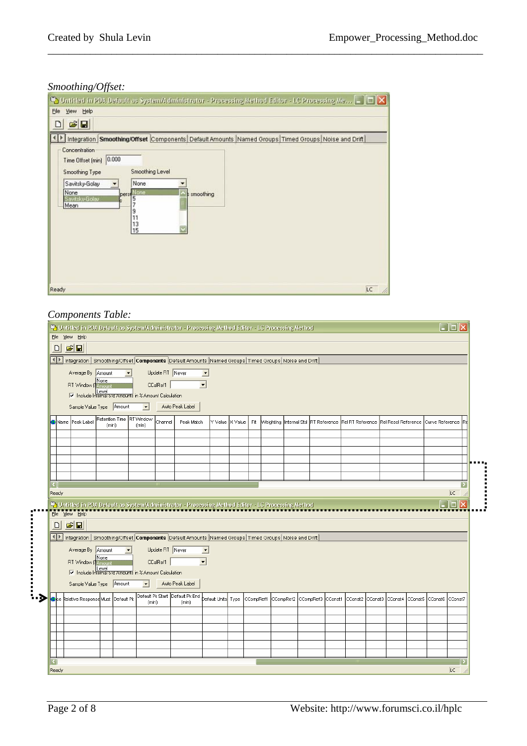*Smoothing/Offset:*

Untitled in PDA Default as System/Administrator - Processing Method Editor - LC Processing Me...

File View Help

Integration | **Smoothing/Offset** | Components | Default Amounts | Named Groups | Timed Groups | Noise and Drift

Concentration

Time Offset (min) 0.000

Smoothing Type: Savitsky-Golay (None, Savitsky-Golay, Mean)

Smoothing Level: None (None, 5, 7, 9, 11, 13, 15)

smoothing

Ready LC

*Components Table:*

Untitled in PDA Default as System/Administrator - Processing Method Editor - LC Processing Method

File View Help

Integration | Smoothing/Offset | **Components** | Default Amounts | Named Groups | Timed Groups | Noise and Drift

Average By: Amount (None, Amount, Level)

Update RT: Never

RT Window

CCalRef1

☑ Include Internal Std Amounts in % Amount Calculation

Sample Value Type: Amount

Auto Peak Label

| Name | Peak Label | Retention Time (min) | RT Window (min) | Channel | Peak Match | Y Value | X Value | Fit | Weighting | Internal Std | RT Reference | Rel RT Reference | Rel Resol Reference | Curve Reference | Re |
|---|---|---|---|---|---|---|---|---|---|---|---|---|---|---|---|
| | | | | | | | | | | | | | | | |

Ready LC

Untitled in PDA Default as System/Administrator - Processing Method Editor - LC Processing Method

File View Help

Integration | Smoothing/Offset | **Components** | Default Amounts | Named Groups | Timed Groups | Noise and Drift

Average By: Amount (None, Amount, Level)

Update RT: Never

RT Window

CCalRef1

☑ Include Internal Std Amounts in % Amount Calculation

Sample Value Type: Amount

Auto Peak Label

| ce | Relative Response | Must | Default Pk | Default Pk Start (min) | Default Pk End (min) | Default Units | Type | CCompRef1 | CCompRef2 | CCompRef3 | CConst1 | CConst2 | CConst3 | CConst4 | CConst5 | CConst6 | CConst7 |
|---|---|---|---|---|---|---|---|---|---|---|---|---|---|---|---|---|---|
| | | | | | | | | | | | | | | | | | |

Ready LC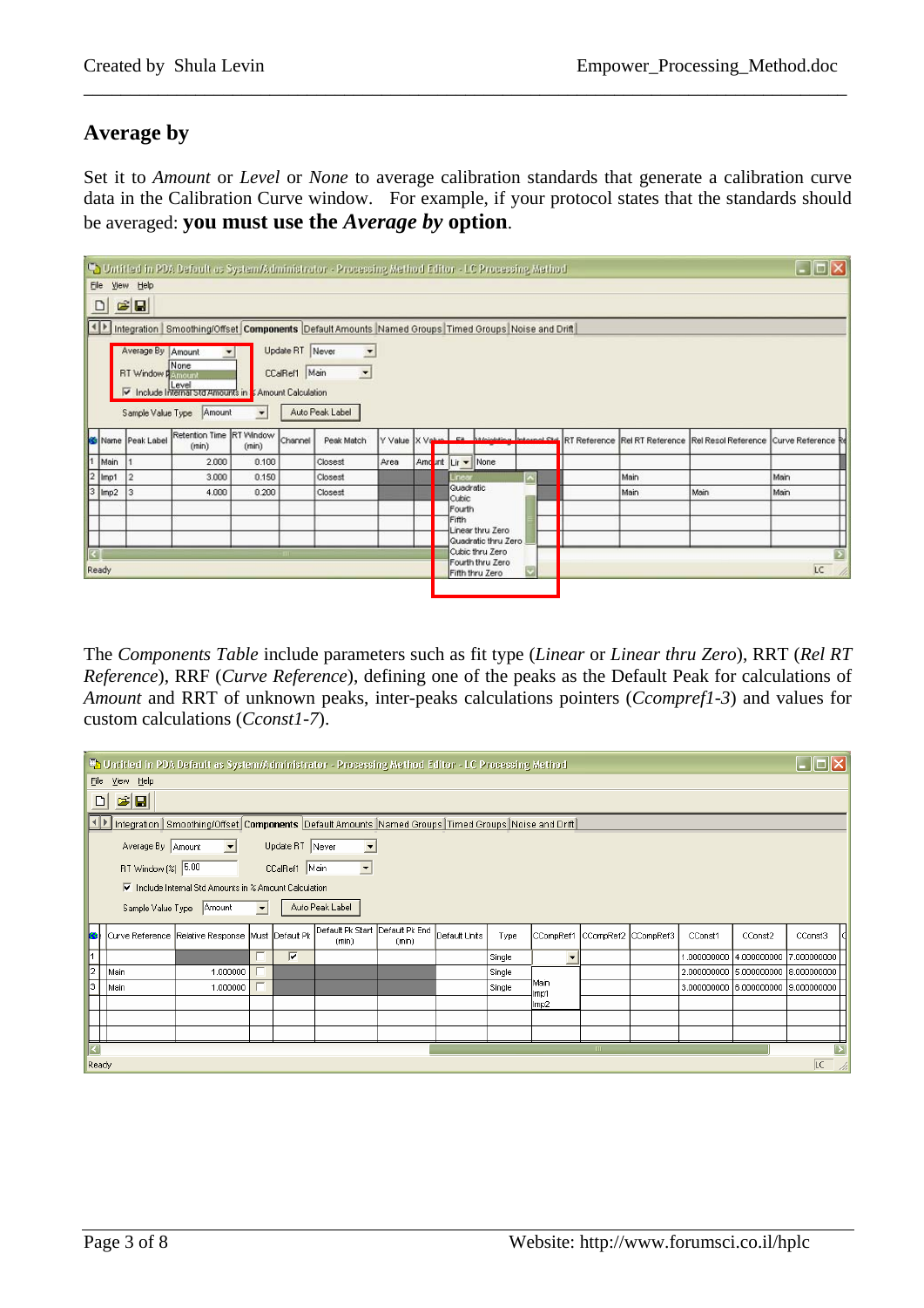## Average by

Set it to *Amount* or *Level* or *None* to average calibration standards that generate a calibration curve data in the Calibration Curve window. For example, if your protocol states that the standards should be averaged: **you must use the *Average by* option**.

The *Components Table* include parameters such as fit type (*Linear* or *Linear thru Zero*), RRT (*Rel RT Reference*), RRF (*Curve Reference*), defining one of the peaks as the Default Peak for calculations of *Amount* and RRT of unknown peaks, inter-peaks calculations pointers (*Ccompref1-3*) and values for custom calculations (*Cconst1-7*).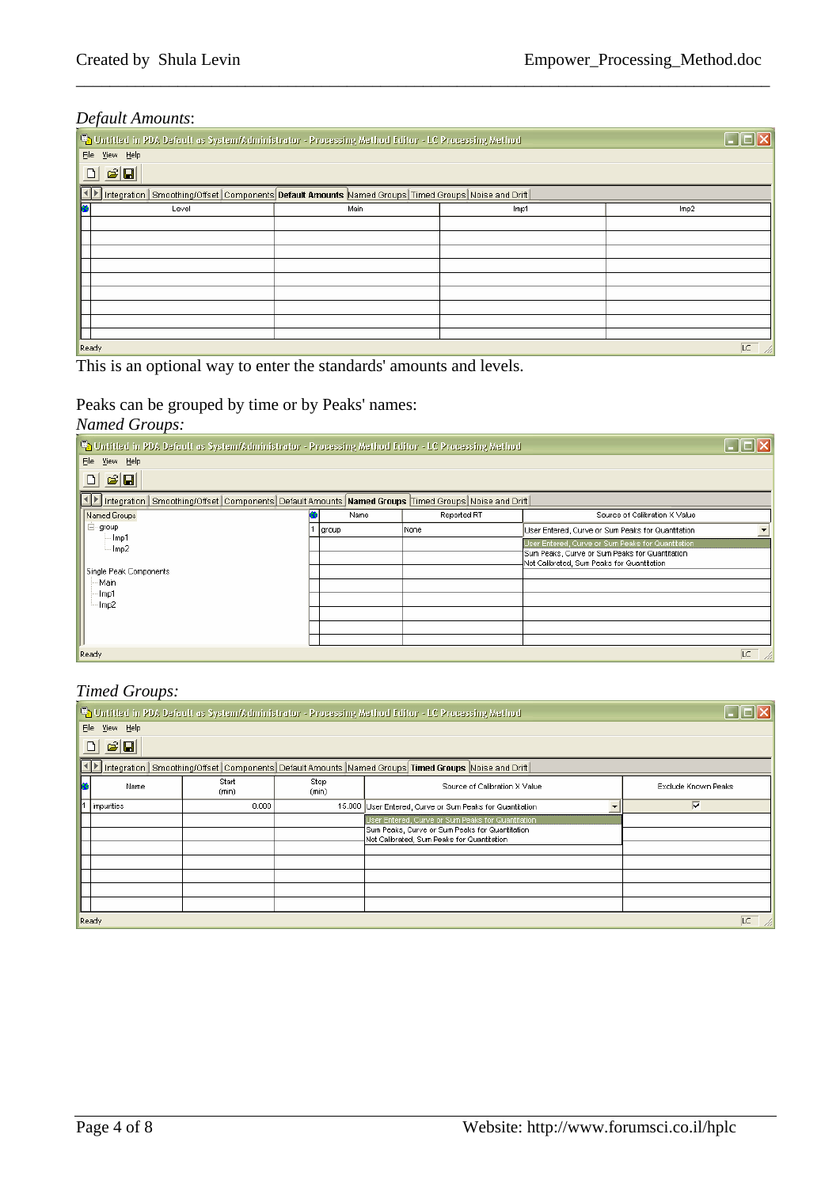*Default Amounts*:

| Level | Main | Imp1 | Imp2 |
|---|---|---|---|
| | | | |

This is an optional way to enter the standards' amounts and levels.

Peaks can be grouped by time or by Peaks' names:

*Named Groups:*

| | Name | Reported RT | Source of Calibration X Value |
|---|---|---|---|
| 1 | group | None | User Entered, Curve or Sum Peaks for Quantitation |

*Timed Groups:*

| | Name | Start (min) | Stop (min) | Source of Calibration X Value | Exclude Known Peaks |
|---|---|---|---|---|---|
| 1 | impurities | 0.000 | 15.000 | User Entered, Curve or Sum Peaks for Quantitation | ☑ |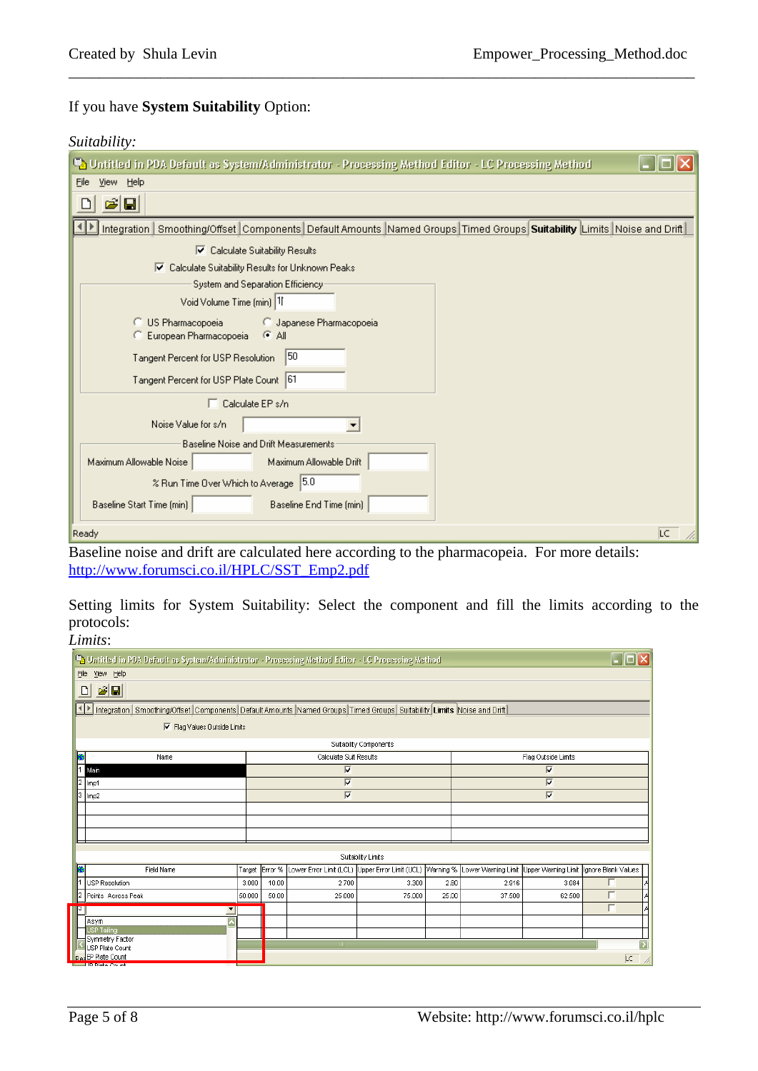If you have **System Suitability** Option:

*Suitability:*

Untitled in PDA Default as System/Administrator - Processing Method Editor - LC Processing Method

File View Help

Integration | Smoothing/Offset | Components | Default Amounts | Named Groups | Timed Groups | **Suitability** | Limits | Noise and Drift

- ☑ Calculate Suitability Results
- ☑ Calculate Suitability Results for Unknown Peaks

System and Separation Efficiency

- Void Volume Time (min): 1
- ○ US Pharmacopoeia ○ Japanese Pharmacopoeia
- ○ European Pharmacopoeia ◉ All
- Tangent Percent for USP Resolution: 50
- Tangent Percent for USP Plate Count: 61

☐ Calculate EP s/n

Noise Value for s/n:

Baseline Noise and Drift Measurements

- Maximum Allowable Noise:
- Maximum Allowable Drift:
- % Run Time Over Which to Average: 5.0
- Baseline Start Time (min):
- Baseline End Time (min):

Ready LC

Baseline noise and drift are calculated here according to the pharmacopeia. For more details: http://www.forumsci.co.il/HPLC/SST_Emp2.pdf

Setting limits for System Suitability: Select the component and fill the limits according to the protocols:

*Limits*:

Untitled in PDA Default as System/Administrator - Processing Method Editor - LC Processing Method

File View Help

Integration | Smoothing/Offset | Components | Default Amounts | Named Groups | Timed Groups | Suitability | **Limits** | Noise and Drift

☑ Flag Values Outside Limits

Suitability Components

| | Name | Calculate Suit Results | Flag Outside Limits |
|---|---|---|---|
| 1 | Main | ☑ | ☑ |
| 2 | Imp1 | ☑ | ☑ |
| 3 | Imp2 | ☑ | ☑ |

Suitability Limits

| | Field Name | Target | Error % | Lower Error Limit (LCL) | Upper Error Limit (UCL) | Warning % | Lower Warning Limit | Upper Warning Limit | Ignore Blank Values |
|---|---|---|---|---|---|---|---|---|---|
| 1 | USP Resolution | 3.000 | 10.00 | 2.700 | 3.300 | 2.80 | 2.916 | 3.084 | ☐ |
| 2 | Points Across Peak | 50.000 | 50.00 | 25.000 | 75.000 | 25.00 | 37.500 | 62.500 | ☐ |
| 3 | | | | | | | | | ☐ |

Dropdown options: Asym, USP Tailing, Symmetry Factor, USP Plate Count, EP Plate Count, JP Plate Count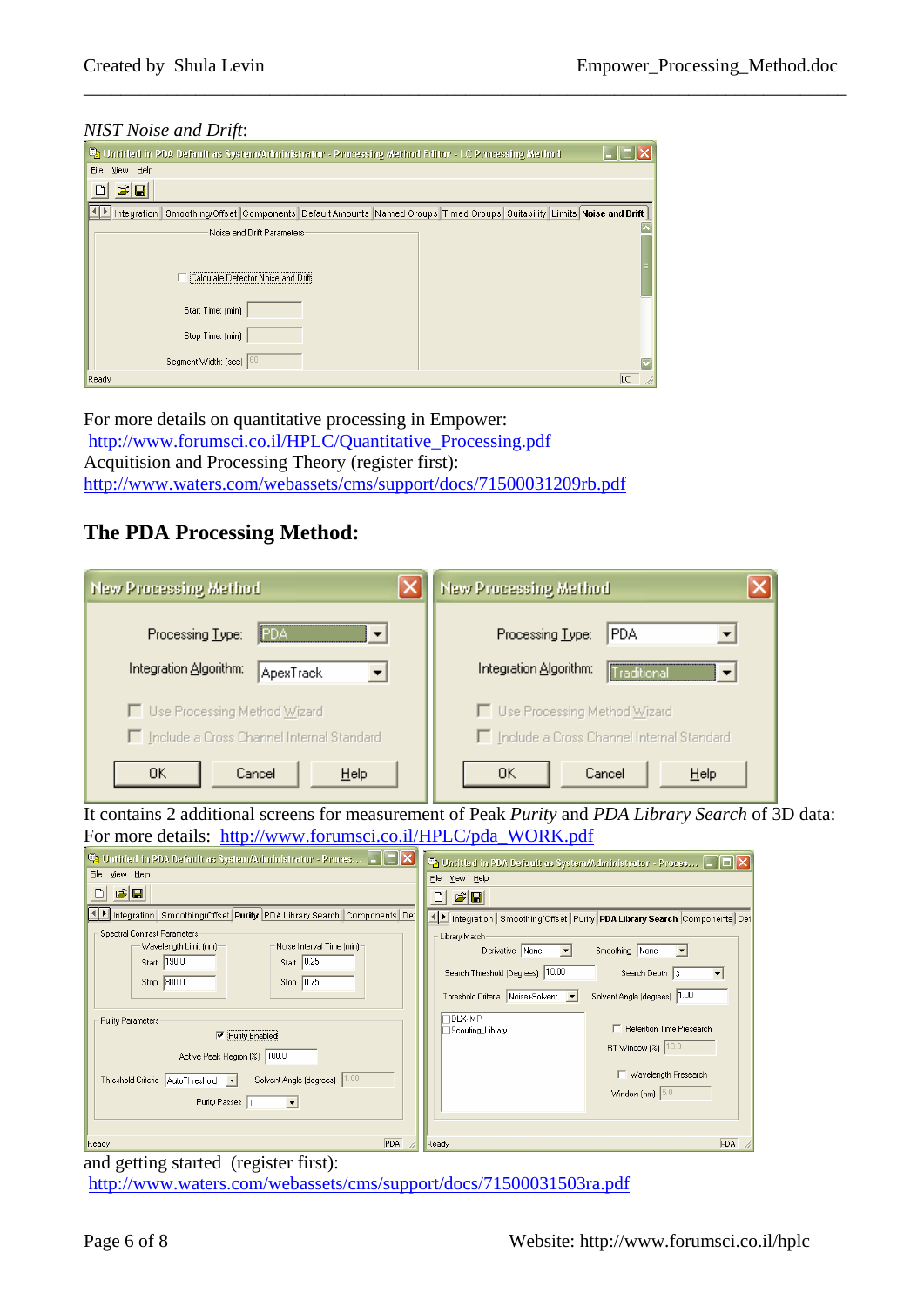*NIST Noise and Drift*:

For more details on quantitative processing in Empower:
http://www.forumsci.co.il/HPLC/Quantitative_Processing.pdf
Acquisition and Processing Theory (register first):
http://www.waters.com/webassets/cms/support/docs/71500031209rb.pdf

## The PDA Processing Method:

It contains 2 additional screens for measurement of Peak *Purity* and *PDA Library Search* of 3D data:
For more details: http://www.forumsci.co.il/HPLC/pda_WORK.pdf

and getting started (register first):
http://www.waters.com/webassets/cms/support/docs/71500031503ra.pdf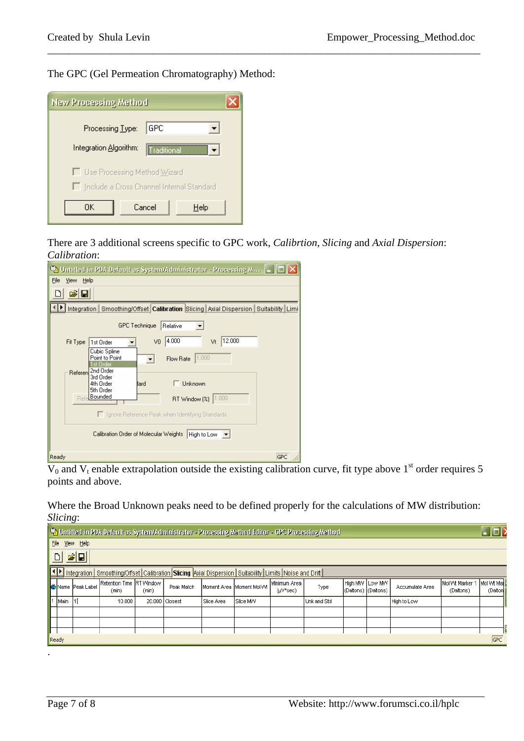The GPC (Gel Permeation Chromatography) Method:

There are 3 additional screens specific to GPC work, *Calibrtion*, *Slicing* and *Axial Dispersion*:

*Calibration*:

$V_0$ and $V_t$ enable extrapolation outside the existing calibration curve, fit type above 1st order requires 5 points and above.

Where the Broad Unknown peaks need to be defined properly for the calculations of MW distribution:

*Slicing*:

.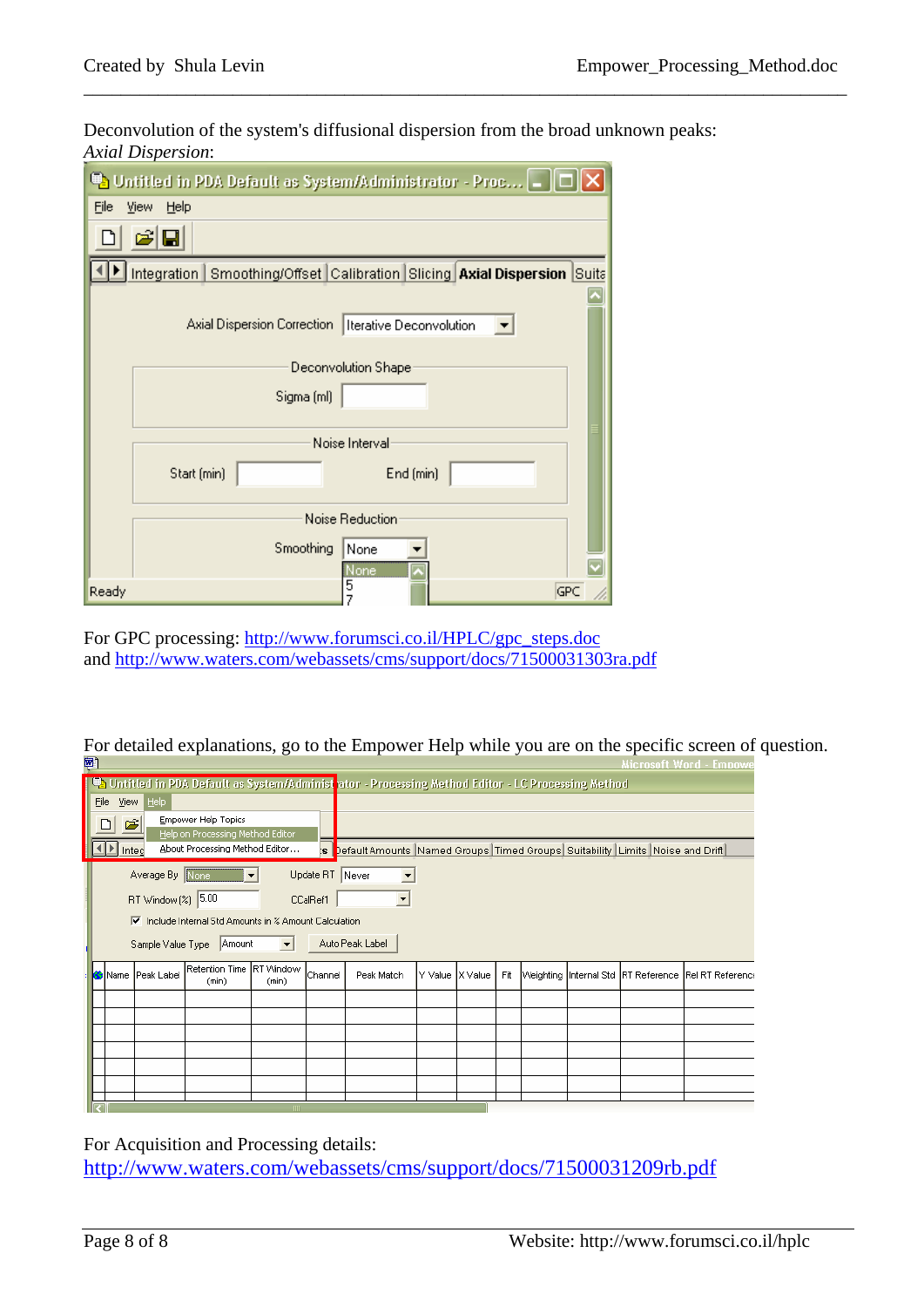Deconvolution of the system's diffusional dispersion from the broad unknown peaks:
*Axial Dispersion*:

For GPC processing: http://www.forumsci.co.il/HPLC/gpc_steps.doc
and http://www.waters.com/webassets/cms/support/docs/71500031303ra.pdf

For detailed explanations, go to the Empower Help while you are on the specific screen of question.

For Acquisition and Processing details:
http://www.waters.com/webassets/cms/support/docs/71500031209rb.pdf